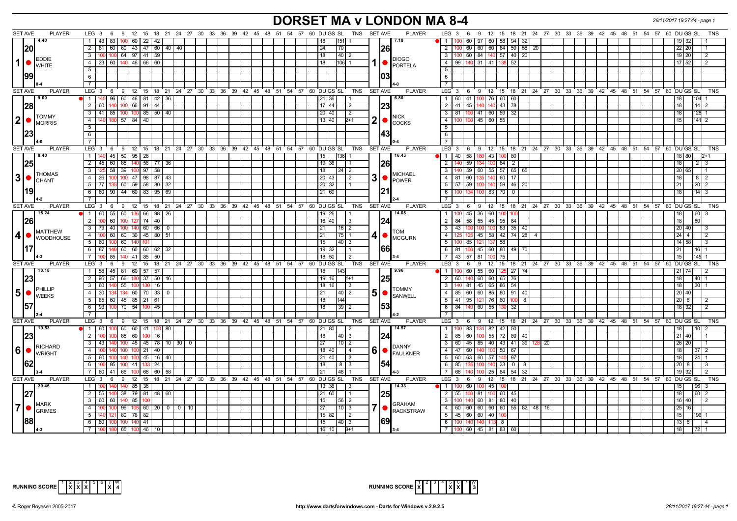# DORSET MA v LONDON MA 8-4

28/11/2017 19:27:44 - page 1

| SET AVE | PLAYER | LEG | Scores | DU | GS | SL | TNS | SET AVE | PLAYER | LEG | Scores | DU | GS | SL | TNS |
|---|---|---|---|---|---|---|---|---|---|---|---|---|---|---|---|
| 4.40 | 1 EDDIE WHITE | 1 | 43 83 100 60 22 42 | 18 | | 151 | 1 | 7.18 | 1 DIOGO PORTELA | 1 | 100 60 97 60 58 94 32 | 19 | 32 | | 1 |
| 20 | | 2 | 81 60 60 43 47 60 40 40 | 24 | | 70 | | 26 | | 2 | 100 60 60 60 84 59 58 20 | 22 | 20 | | 1 |
| | | 3 | 100 100 64 97 41 59 | 18 | | 40 | 2 | | | 3 | 100 60 84 140 57 40 20 | 19 | 20 | | 2 |
| | | 4 | 23 60 140 46 66 60 | 18 | | 106 | 1 | | | 4 | 99 140 31 41 138 52 | 17 | 52 | | 2 |
| 99 | | 5 | | | | | | 03 | | 5 | | | | | |
| 0-4 | | 6 | | | | | | 4-0 | | 6 | | | | | |
| 9.00 | 2 TOMMY MORRIS | 1 | 140 96 60 46 81 42 36 | 21 | 36 | | 1 | 6.80 | 2 NICK COCKS | 1 | 60 41 100 76 60 60 | 18 | | 104 | 1 |
| 28 | | 2 | 60 140 100 66 91 44 | 17 | 44 | | 2 | 23 | | 2 | 41 45 140 140 43 78 | 18 | | 14 | 2 |
| | | 3 | 41 85 100 100 85 50 40 | 20 | 40 | | 2 | | | 3 | 81 100 41 60 59 32 | 18 | | 128 | 1 |
| | | 4 | 140 180 57 84 40 | 13 | 40 | | 2+1 | | | 4 | 100 100 45 60 55 | 15 | | 141 | 2 |
| 23 | | 5 | | | | | | 43 | | 5 | | | | | |
| 4-0 | | 6 | | | | | | 0-4 | | 6 | | | | | |
| 8.40 | 3 THOMAS CHANT | 1 | 140 45 59 95 26 | 15 | | 136 | 1 | 16.43 | 3 MICHAEL POWER | 1 | 40 58 180 43 100 80 | 18 | 80 | | 2+1 |
| 25 | | 2 | 45 60 85 140 58 77 36 | 19 | 36 | | 1 | 26 | | 2 | 140 59 134 100 64 2 | 18 | | 2 | 3 |
| | | 3 | 125 58 39 100 97 58 | 18 | | 24 | 2 | | | 3 | 140 59 60 55 57 65 65 | 20 | 65 | | 1 |
| | | 4 | 26 100 100 47 98 87 43 | 20 | 43 | | 2 | | | 4 | 81 60 135 140 60 17 | 18 | | 8 | 2 |
| | | 5 | 77 135 60 59 58 80 32 | 20 | 32 | | 1 | | | 5 | 57 59 100 140 59 46 20 | 21 | | 20 | 2 |
| 19 | | 6 | 60 90 44 60 83 95 69 | 21 | 69 | | | 21 | | 6 | 100 134 100 83 70 0 | 18 | | 14 | 3 |
| 4-2 | | 7 | | | | | | 2-4 | | 7 | | | | | |
| 15.24 | 4 MATTHEW WOODHOUSE | 1 | 60 55 60 136 66 98 26 | 19 | 26 | | 1 | 14.08 | 4 TOM MCGURN | 1 | 100 45 36 60 100 100 | 18 | | 60 | 3 |
| 26 | | 2 | 100 60 100 127 74 40 | 16 | 40 | | 3 | 24 | | 2 | 84 58 55 45 95 84 | 18 | | 80 | |
| | | 3 | 79 40 100 140 60 66 0 | 21 | | 16 | 2 | | | 3 | 43 100 100 100 83 35 40 | 20 | 40 | | 3 |
| | | 4 | 100 60 60 30 45 80 51 | 21 | | 75 | 1 | | | 4 | 125 125 45 58 42 74 28 4 | 24 | 4 | | 2 |
| | | 5 | 60 100 60 140 101 | 15 | | 40 | 3 | | | 5 | 100 85 121 137 58 | 14 | 58 | | 3 |
| 17 | | 6 | 87 140 60 60 60 62 32 | 19 | 32 | | 1 | 66 | | 6 | 81 100 45 60 80 49 70 | 21 | | 16 | 1 |
| 4-3 | | 7 | 100 85 140 41 85 50 | 18 | 50 | | 2 | 3-4 | | 7 | 43 57 81 100 75 | 15 | | 145 | 1 |
| 10.18 | 5 PHILLIP WEEKS | 1 | 58 45 81 60 57 57 | 18 | | 143 | | 9.96 | 5 TOMMY SANWELL | 1 | 100 60 55 60 125 27 74 | 21 | 74 | | 2 |
| 23 | | 2 | 95 57 66 180 37 50 16 | 19 | 16 | | 1+1 | 25 | | 2 | 60 140 60 60 65 76 | 18 | | 40 | 1 |
| | | 3 | 60 140 55 100 130 16 | 18 | 16 | | 3 | | | 3 | 140 81 45 65 86 54 | 18 | | 30 | 1 |
| | | 4 | 30 134 134 60 70 33 0 | 21 | | 40 | 2 | | | 4 | 85 60 60 85 80 91 40 | 20 | 40 | | |
| | | 5 | 85 60 45 85 21 61 | 18 | | 144 | | | | 5 | 41 95 121 76 60 100 8 | 20 | 8 | | 2 |
| 57 | | 6 | 93 100 70 54 100 45 | 18 | | 39 | 2 | 53 | | 6 | 84 140 60 55 130 32 | 18 | 32 | | 2 |
| 2-4 | | 7 | | | | | | 4-2 | | 7 | | | | | |
| 19.53 | 6 RICHARD WRIGHT | 1 | 60 100 60 60 41 100 80 | 21 | 80 | | 2 | 14.57 | 6 DANNY FAULKNER | 1 | 100 83 134 82 42 50 | 18 | | 10 | 2 |
| 23 | | 2 | 100 100 85 60 100 16 | 18 | | 40 | 3 | 24 | | 2 | 85 60 100 55 72 89 40 | 21 | 40 | | 1 |
| | | 3 | 43 140 100 45 45 78 10 30 0 | 27 | | 10 | 2 | | | 3 | 60 45 85 40 43 41 39 128 20 | 26 | 20 | | 1 |
| | | 4 | 100 140 100 100 21 40 | 18 | 40 | | 4 | | | 4 | 47 60 140 100 50 67 | 18 | | 37 | 2 |
| | | 5 | 60 100 140 100 45 16 40 | 21 | 40 | | 3 | | | 5 | 60 63 60 57 140 97 | 18 | | 24 | 1 |
| 62 | | 6 | 100 95 100 41 133 24 | 18 | | 8 | 3 | 54 | | 6 | 85 135 100 140 33 0 8 | 20 | 8 | | 3 |
| 3-4 | | 7 | 60 41 66 100 68 60 58 | 21 | | 48 | 1 | 4-3 | | 7 | 66 140 100 25 84 54 32 | 19 | 32 | | 2 |
| 20.46 | 7 MARK GRIMES | 1 | 100 140 140 85 36 | 13 | 36 | | 3 | 14.33 | 7 GRAHAM RACKSTRAW | 1 | 100 60 100 45 100 | 15 | | 96 | 3 |
| 27 | | 2 | 55 140 38 79 81 48 60 | 21 | 60 | | 1 | 25 | | 2 | 55 100 81 100 60 45 | 18 | | 60 | 2 |
| | | 3 | 60 60 140 85 100 | 15 | | 56 | 2 | | | 3 | 100 140 60 81 80 40 | 16 | 40 | | 2 |
| | | 4 | 100 100 96 105 60 20 0 0 10 | 27 | | 10 | 3 | | | 4 | 60 60 60 60 60 55 82 48 16 | 25 | 16 | | |
| | | 5 | 140 121 80 78 82 | 15 | 82 | | 2 | | | 5 | 45 60 60 40 100 | 15 | | 196 | 1 |
| 88 | | 6 | 80 100 100 140 41 | 15 | | 40 | 3 | 69 | | 6 | 100 140 140 113 8 | 13 | 8 | | 4 |
| 4-3 | | 7 | 100 180 65 100 46 10 | 16 | 10 | | 3+1 | 3-4 | | 7 | 100 60 45 81 83 60 | 18 | | 72 | 1 |

RUNNING SCORE: 1 | 2 X | 3 X | 4 X | 5 | 6 | 7 X | W 4

RUNNING SCORE: 1 X | 2 | 3 | 4 | 5 X | 6 X | 7 | W 3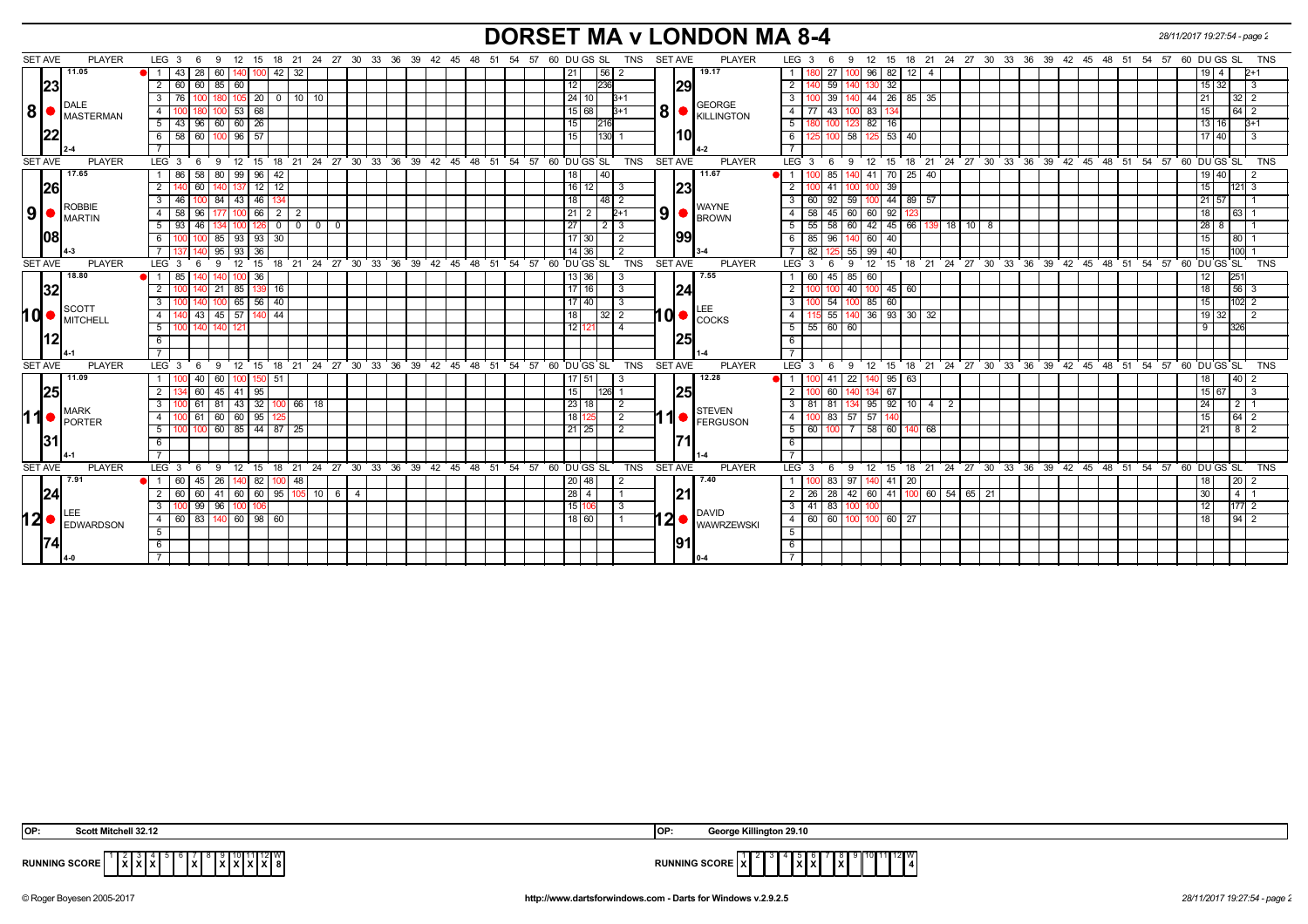# DORSET MA v LONDON MA 8-4

| SET AVE | PLAYER | LEG | 3 | 6 | 9 | 12 | 15 | 18 | 21 | 24 | 27 | 30 | DU | GS | SL | TNS | SET AVE | PLAYER | LEG | 3 | 6 | 9 | 12 | 15 | 18 | 21 | 24 | 27 | 30 | DU | GS | SL | TNS |
|---|---|---|---|---|---|---|---|---|---|---|---|---|---|---|---|---|---|---|---|---|---|---|---|---|---|---|---|---|---|---|---|---|---|
| 11.05 | 8 DALE MASTERMAN | 1 | 43 | 28 | 60 | 140 | 100 | 42 | 32 | | | | 21 | | 56 | 2 | 19.17 | 8 GEORGE KILLINGTON | 1 | 180 | 27 | 100 | 96 | 82 | 12 | 4 | | | | 19 | 4 | | 2+1 |
| 23 | | 2 | 60 | 60 | 85 | 60 | | | | | | | 12 | | 236 | | 29 | | 2 | 140 | 59 | 140 | 130 | 32 | | | | | | 15 | 32 | | 3 |
| | | 3 | 76 | 100 | 180 | 105 | 20 | 0 | 10 | 10 | | | 24 | 10 | | 3+1 | | | 3 | 100 | 39 | 140 | 44 | 26 | 85 | 35 | | | | 21 | | 32 | 2 |
| | | 4 | 100 | 180 | 100 | 53 | 68 | | | | | | 15 | 68 | | 3+1 | | | 4 | 77 | 43 | 100 | 83 | 134 | | | | | | 15 | | 64 | 2 |
| 22 | | 5 | 43 | 96 | 60 | 60 | 26 | | | | | | 15 | | 216 | | 10 | | 5 | 180 | 100 | 123 | 82 | 16 | | | | | | 13 | 16 | | 3+1 |
| | | 6 | 58 | 60 | 100 | 96 | 57 | | | | | | 15 | | 130 | 1 | | | 6 | 125 | 100 | 58 | 125 | 53 | 40 | | | | | 17 | 40 | | 3 |
| | 2-4 | 7 | | | | | | | | | | | | | | | | 4-2 | 7 | | | | | | | | | | | | | | |
| 17.65 | 9 ROBBIE MARTIN | 1 | 86 | 58 | 80 | 99 | 96 | 42 | | | | | 18 | | 40 | | 11.67 | 9 WAYNE BROWN | 1 | 100 | 85 | 140 | 41 | 70 | 25 | 40 | | | | 19 | 40 | | 2 |
| 26 | | 2 | 140 | 60 | 140 | 137 | 12 | 12 | | | | | 16 | 12 | | 3 | 23 | | 2 | 100 | 41 | 100 | 100 | 39 | | | | | | 15 | | 121 | 3 |
| | | 3 | 46 | 100 | 84 | 43 | 46 | 134 | | | | | 18 | | 48 | 2 | | | 3 | 60 | 92 | 59 | 100 | 44 | 89 | 57 | | | | 21 | 57 | | 1 |
| | | 4 | 58 | 96 | 177 | 100 | 66 | 2 | 2 | | | | 21 | 2 | | 2+1 | | | 4 | 58 | 45 | 60 | 60 | 92 | 123 | | | | | 18 | | 63 | 1 |
| 08 | | 5 | 93 | 46 | 134 | 100 | 126 | 0 | 0 | 0 | 0 | | 27 | | 2 | 3 | 99 | | 5 | 55 | 58 | 60 | 42 | 45 | 66 | 139 | 18 | 10 | 8 | 28 | 8 | | 1 |
| | | 6 | 100 | 100 | 85 | 93 | 93 | 30 | | | | | 17 | 30 | | 2 | | | 6 | 85 | 96 | 140 | 60 | 40 | | | | | | 15 | | 80 | 1 |
| | 4-3 | 7 | 137 | 140 | 95 | 93 | 36 | | | | | | 14 | 36 | | 2 | | 3-4 | 7 | 82 | 125 | 55 | 99 | 40 | | | | | | 15 | | 100 | 1 |
| 18.80 | 10 SCOTT MITCHELL | 1 | 85 | 140 | 140 | 100 | 36 | | | | | | 13 | 36 | | 3 | 7.55 | 10 LEE COCKS | 1 | 60 | 45 | 85 | 60 | | | | | | | 12 | | 251 | |
| 32 | | 2 | 100 | 140 | 21 | 85 | 139 | 16 | | | | | 17 | 16 | | 3 | 24 | | 2 | 100 | 100 | 40 | 100 | 45 | 60 | | | | | 18 | | 56 | 3 |
| | | 3 | 100 | 140 | 100 | 65 | 56 | 40 | | | | | 17 | 40 | | 3 | | | 3 | 100 | 54 | 100 | 85 | 60 | | | | | | 15 | | 102 | 2 |
| | | 4 | 140 | 43 | 45 | 57 | 140 | 44 | | | | | 18 | | 32 | 2 | | | 4 | 115 | 55 | 140 | 36 | 93 | 30 | 32 | | | | 19 | 32 | | 2 |
| 12 | | 5 | 100 | 140 | 140 | 121 | | | | | | | 12 | 121 | | 4 | 25 | | 5 | 55 | 60 | 60 | | | | | | | | 9 | | 326 | |
| | 4-1 | 6 | | | | | | | | | | | | | | | | 1-4 | 6 | | | | | | | | | | | | | | |
| 11.09 | 11 MARK PORTER | 1 | 100 | 40 | 60 | 100 | 150 | 51 | | | | | 17 | 51 | | 3 | 12.28 | 11 STEVEN FERGUSON | 1 | 100 | 41 | 22 | 140 | 95 | 63 | | | | | 18 | | 40 | 2 |
| 25 | | 2 | 134 | 60 | 45 | 41 | 95 | | | | | | 15 | | 126 | 1 | 25 | | 2 | 100 | 60 | 140 | 134 | 67 | | | | | | 15 | 67 | | 3 |
| | | 3 | 100 | 61 | 81 | 43 | 32 | 100 | 66 | 18 | | | 23 | 18 | | 2 | | | 3 | 81 | 81 | 134 | 95 | 92 | 10 | 4 | 2 | | | 24 | | 2 | 1 |
| | | 4 | 100 | 61 | 60 | 60 | 95 | 125 | | | | | 18 | 125 | | 2 | | | 4 | 100 | 83 | 57 | 57 | 140 | | | | | | 15 | | 64 | 2 |
| 31 | | 5 | 100 | 100 | 60 | 85 | 44 | 87 | 25 | | | | 21 | 25 | | 2 | 71 | | 5 | 60 | 100 | 7 | 58 | 60 | 140 | 68 | | | | 21 | | 8 | 2 |
| | 4-1 | 6 | | | | | | | | | | | | | | | | 1-4 | 6 | | | | | | | | | | | | | | |
| 7.91 | 12 LEE EDWARDSON | 1 | 60 | 45 | 26 | 140 | 82 | 100 | 48 | | | | 20 | 48 | | 2 | 7.40 | 12 DAVID WAWRZEWSKI | 1 | 100 | 83 | 97 | 140 | 41 | 20 | | | | | 18 | | 20 | 2 |
| 24 | | 2 | 60 | 60 | 41 | 60 | 60 | 95 | 105 | 10 | 6 | 4 | 28 | 4 | | 1 | 21 | | 2 | 26 | 28 | 42 | 60 | 41 | 100 | 60 | 54 | 65 | 21 | 30 | | 4 | 1 |
| | | 3 | 100 | 99 | 96 | 100 | 106 | | | | | | 15 | 106 | | 3 | | | 3 | 41 | 83 | 100 | 100 | | | | | | | 12 | | 177 | 2 |
| 74 | | 4 | 60 | 83 | 140 | 60 | 98 | 60 | | | | | 18 | 60 | | 1 | 91 | | 4 | 60 | 60 | 100 | 100 | 60 | 27 | | | | | 18 | | 94 | 2 |
| | 4-0 | 5 | | | | | | | | | | | | | | | | 0-4 | 5 | | | | | | | | | | | | | | |

**OP:** Scott Mitchell 32.12 — **OP:** George Killington 29.10

| RUNNING SCORE | 1 | 2 | 3 | 4 | 5 | 6 | 7 | 8 | 9 | 10 | 11 | 12 | W |
|---|---|---|---|---|---|---|---|---|---|---|---|---|---|
| DORSET | | X | X | X | | | X | | X | X | X | X | 8 |
| LONDON | X | | | | X | X | | X | | | | | 4 |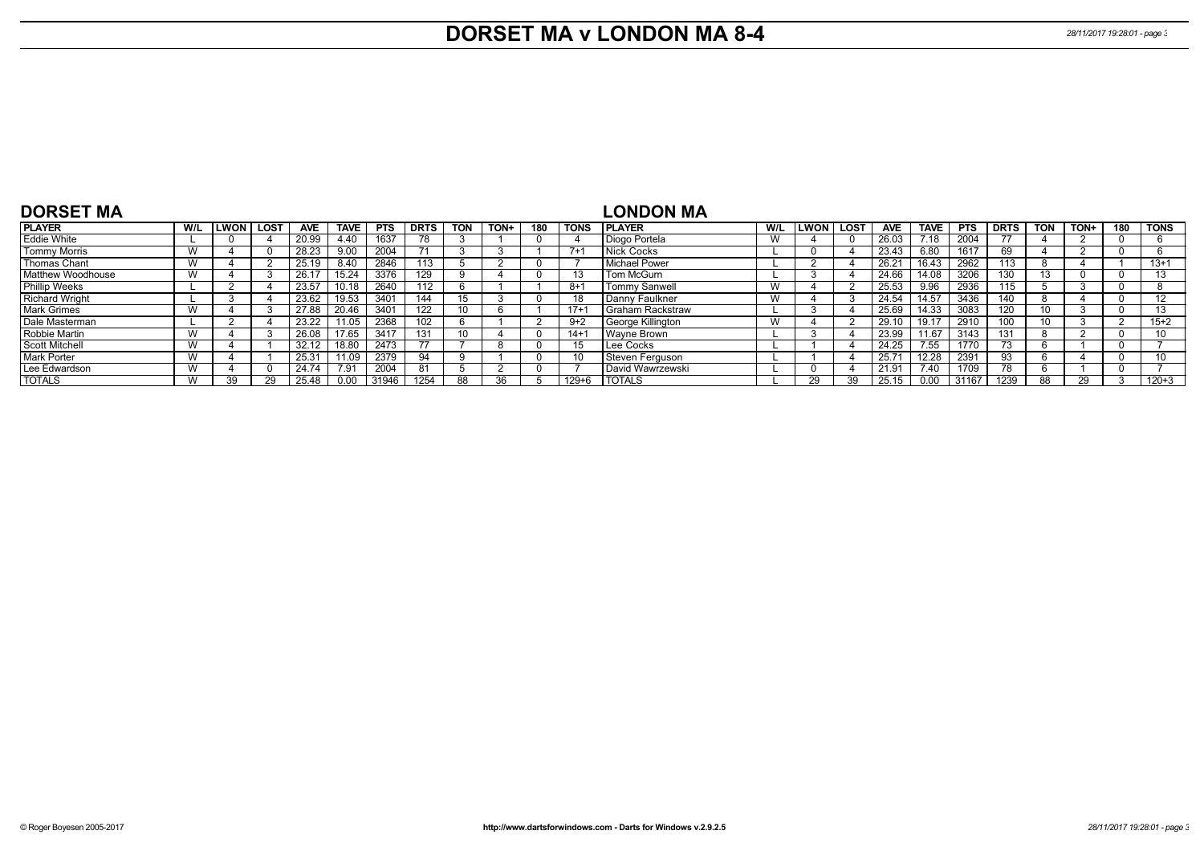# DORSET MA v LONDON MA 8-4

## DORSET MA

| PLAYER | W/L | LWON | LOST | AVE | TAVE | PTS | DRTS | TON | TON+ | 180 | TONS |
|---|---|---|---|---|---|---|---|---|---|---|---|
| Eddie White | L | 0 | 4 | 20.99 | 4.40 | 1637 | 78 | 3 | 1 | 0 | 4 |
| Tommy Morris | W | 4 | 0 | 28.23 | 9.00 | 2004 | 71 | 3 | 3 | 1 | 7+1 |
| Thomas Chant | W | 4 | 2 | 25.19 | 8.40 | 2846 | 113 | 5 | 2 | 0 | 7 |
| Matthew Woodhouse | W | 4 | 3 | 26.17 | 15.24 | 3376 | 129 | 9 | 4 | 0 | 13 |
| Phillip Weeks | L | 2 | 4 | 23.57 | 10.18 | 2640 | 112 | 6 | 1 | 1 | 8+1 |
| Richard Wright | L | 3 | 4 | 23.62 | 19.53 | 3401 | 144 | 15 | 3 | 0 | 18 |
| Mark Grimes | W | 4 | 3 | 27.88 | 20.46 | 3401 | 122 | 10 | 6 | 1 | 17+1 |
| Dale Masterman | L | 2 | 4 | 23.22 | 11.05 | 2368 | 102 | 6 | 1 | 2 | 9+2 |
| Robbie Martin | W | 4 | 3 | 26.08 | 17.65 | 3417 | 131 | 10 | 4 | 0 | 14+1 |
| Scott Mitchell | W | 4 | 1 | 32.12 | 18.80 | 2473 | 77 | 7 | 8 | 0 | 15 |
| Mark Porter | W | 4 | 1 | 25.31 | 11.09 | 2379 | 94 | 9 | 1 | 0 | 10 |
| Lee Edwardson | W | 4 | 0 | 24.74 | 7.91 | 2004 | 81 | 5 | 2 | 0 | 7 |
| TOTALS | W | 39 | 29 | 25.48 | 0.00 | 31946 | 1254 | 88 | 36 | 5 | 129+6 |

## LONDON MA

| PLAYER | W/L | LWON | LOST | AVE | TAVE | PTS | DRTS | TON | TON+ | 180 | TONS |
|---|---|---|---|---|---|---|---|---|---|---|---|
| Diogo Portela | W | 4 | 0 | 26.03 | 7.18 | 2004 | 77 | 4 | 2 | 0 | 6 |
| Nick Cocks | L | 0 | 4 | 23.43 | 6.80 | 1617 | 69 | 4 | 2 | 0 | 6 |
| Michael Power | L | 2 | 4 | 26.21 | 16.43 | 2962 | 113 | 8 | 4 | 1 | 13+1 |
| Tom McGurn | L | 3 | 4 | 24.66 | 14.08 | 3206 | 130 | 13 | 0 | 0 | 13 |
| Tommy Sanwell | W | 4 | 2 | 25.53 | 9.96 | 2936 | 115 | 5 | 3 | 0 | 8 |
| Danny Faulkner | W | 4 | 3 | 24.54 | 14.57 | 3436 | 140 | 8 | 4 | 0 | 12 |
| Graham Rackstraw | L | 3 | 4 | 25.69 | 14.33 | 3083 | 120 | 10 | 3 | 0 | 13 |
| George Killington | W | 4 | 2 | 29.10 | 19.17 | 2910 | 100 | 10 | 3 | 2 | 15+2 |
| Wayne Brown | L | 3 | 4 | 23.99 | 11.67 | 3143 | 131 | 8 | 2 | 0 | 10 |
| Lee Cocks | L | 1 | 4 | 24.25 | 7.55 | 1770 | 73 | 6 | 1 | 0 | 7 |
| Steven Ferguson | L | 1 | 4 | 25.71 | 12.28 | 2391 | 93 | 6 | 4 | 0 | 10 |
| David Wawrzewski | L | 0 | 4 | 21.91 | 7.40 | 1709 | 78 | 6 | 1 | 0 | 7 |
| TOTALS | L | 29 | 39 | 25.15 | 0.00 | 31167 | 1239 | 88 | 29 | 3 | 120+3 |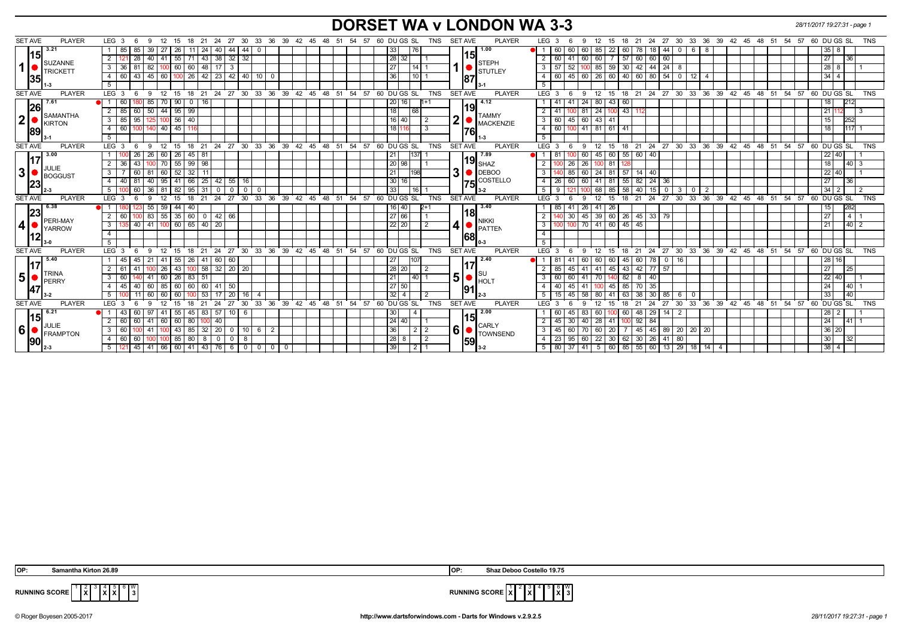# DORSET WA v LONDON WA 3-3

28/11/2017 19:27:31 - page 1

| SET AVE | PLAYER | LEG | 3 | 6 | 9 | 12 | 15 | 18 | 21 | 24 | 27 | 30 | 33 | 36 | DU | GS | SL | TNS | SET AVE | PLAYER | LEG | 3 | 6 | 9 | 12 | 15 | 18 | 21 | 24 | 27 | 30 | 33 | 36 | DU | GS | SL | TNS |
|---|---|---|---|---|---|---|---|---|---|---|---|---|---|---|---|---|---|---|---|---|---|---|---|---|---|---|---|---|---|---|---|---|---|---|---|---|---|
| 3.21 / 15.35 | 1 SUZANNE TRICKETT (1-3) | 1 | 85 | 85 | 39 | 27 | 26 | 11 | 24 | 40 | 44 | 44 | 0 | | 33 | | 76 | | 1.00 / 15.87 | 1 STEPH STUTLEY (3-1) | 1 | 60 | 60 | 60 | 85 | 22 | 60 | 78 | 18 | 44 | 0 | 6 | 8 | 35 | 8 | | |
| | | 2 | 121 | 28 | 40 | 41 | 55 | 71 | 43 | 38 | 32 | 32 | | | 28 | 32 | | 1 | | | 2 | 60 | 41 | 60 | 60 | 7 | 57 | 60 | 60 | 60 | | | | 27 | | 36 | |
| | | 3 | 36 | 81 | 82 | 100 | 60 | 60 | 48 | 17 | 3 | | | | 27 | | 14 | 1 | | | 3 | 57 | 52 | 100 | 85 | 59 | 30 | 42 | 44 | 24 | 8 | | | 28 | 8 | | 1 |
| | | 4 | 60 | 43 | 45 | 60 | 100 | 26 | 42 | 23 | 42 | 40 | 10 | 0 | 36 | | 10 | 1 | | | 4 | 60 | 45 | 60 | 26 | 60 | 40 | 60 | 80 | 54 | 0 | 12 | 4 | 34 | 4 | | |
| 7.61 / 26.89 | 2 SAMANTHA KIRTON (3-1) | 1 | 60 | 180 | 85 | 70 | 90 | 0 | 16 | | | | | | 20 | 16 | | 1+1 | 4.12 / 19.76 | 2 TAMMY MACKENZIE (1-3) | 1 | 41 | 41 | 24 | 80 | 43 | 60 | | | | | | | 18 | | 212 | |
| | | 2 | 85 | 60 | 50 | 44 | 95 | 99 | | | | | | | 18 | | 68 | | | | 2 | 41 | 100 | 81 | 24 | 100 | 43 | 112 | | | | | | 21 | 112 | | 3 |
| | | 3 | 85 | 95 | 125 | 100 | 56 | 40 | | | | | | | 16 | 40 | | 2 | | | 3 | 60 | 45 | 60 | 43 | 41 | | | | | | | | 15 | | 252 | |
| | | 4 | 60 | 100 | 140 | 40 | 45 | 116 | | | | | | | 18 | 116 | | 3 | | | 4 | 60 | 100 | 41 | 81 | 61 | 41 | | | | | | | 18 | | 117 | 1 |
| 3.00 / 17.23 | 3 JULIE BOGGUST (2-3) | 1 | 100 | 26 | 26 | 60 | 26 | 45 | 81 | | | | | | 21 | | 137 | 1 | 7.89 / 19.75 | 3 SHAZ DEBOO COSTELLO (3-2) | 1 | 81 | 100 | 60 | 45 | 60 | 55 | 60 | 40 | | | | | 22 | 40 | | 1 |
| | | 2 | 36 | 43 | 100 | 70 | 55 | 99 | 98 | | | | | | 20 | 98 | | 1 | | | 2 | 100 | 26 | 26 | 100 | 81 | 128 | | | | | | | 18 | | 40 | 3 |
| | | 3 | 7 | 60 | 81 | 60 | 52 | 32 | 11 | | | | | | 21 | | 198 | | | | 3 | 140 | 85 | 60 | 24 | 81 | 57 | 14 | 40 | | | | | 22 | 40 | | 1 |
| | | 4 | 40 | 81 | 40 | 95 | 41 | 66 | 25 | 42 | 55 | 16 | | | 30 | 16 | | | | | 4 | 26 | 60 | 60 | 41 | 81 | 55 | 82 | 24 | 36 | | | | 27 | | 36 | |
| | | 5 | 100 | 60 | 36 | 81 | 82 | 95 | 31 | 0 | 0 | 0 | 0 | | 33 | | 16 | 1 | | | 5 | 9 | 121 | 100 | 68 | 85 | 58 | 40 | 15 | 0 | 3 | 0 | 2 | 34 | 2 | | 2 |
| 6.38 / 23.12 | 4 PERI-MAY YARROW (3-0) | 1 | 180 | 123 | 55 | 59 | 44 | 40 | | | | | | | 16 | 40 | | 2+1 | 3.40 / 18.68 | 4 NIKKI PATTEN (0-3) | 1 | 85 | 41 | 26 | 41 | 26 | | | | | | | | 15 | | 282 | |
| | | 2 | 60 | 100 | 83 | 55 | 35 | 60 | 0 | 42 | 66 | | | | 27 | 66 | | 1 | | | 2 | 140 | 30 | 45 | 39 | 60 | 26 | 45 | 33 | 79 | | | | 27 | | 4 | 1 |
| | | 3 | 135 | 40 | 41 | 100 | 60 | 65 | 40 | 20 | | | | | 22 | 20 | | 2 | | | 3 | 100 | 100 | 70 | 41 | 60 | 45 | 45 | | | | | | 21 | | 40 | 2 |
| 5.40 / 17.47 | 5 TRINA PERRY (3-2) | 1 | 45 | 45 | 21 | 41 | 55 | 26 | 41 | 60 | 60 | | | | 27 | | 107 | | 2.40 / 17.91 | 5 SU HOLT (2-3) | 1 | 81 | 41 | 60 | 60 | 60 | 45 | 60 | 78 | 0 | 16 | | | 28 | 16 | | |
| | | 2 | 61 | 41 | 100 | 26 | 43 | 100 | 58 | 32 | 20 | 20 | | | 28 | 20 | | 2 | | | 2 | 85 | 45 | 41 | 41 | 45 | 43 | 42 | 77 | 57 | | | | 27 | | 25 | |
| | | 3 | 60 | 140 | 41 | 60 | 26 | 83 | 51 | | | | | | 21 | | 40 | 1 | | | 3 | 60 | 60 | 41 | 70 | 140 | 82 | 8 | 40 | | | | | 22 | 40 | | 1 |
| | | 4 | 45 | 40 | 60 | 85 | 60 | 60 | 60 | 41 | 50 | | | | 27 | 50 | | | | | 4 | 40 | 45 | 41 | 100 | 45 | 85 | 70 | 35 | | | | | 24 | | 40 | 1 |
| | | 5 | 100 | 11 | 60 | 60 | 60 | 100 | 53 | 17 | 20 | 16 | 4 | | 32 | 4 | | 2 | | | 5 | 15 | 45 | 58 | 80 | 41 | 63 | 38 | 30 | 85 | 6 | 0 | | 33 | | 40 | |
| 6.21 / 15.90 | 6 JULIE FRAMPTON (2-3) | 1 | 43 | 60 | 97 | 41 | 55 | 45 | 83 | 57 | 10 | 6 | | | 30 | | 4 | | 2.00 / 15.59 | 6 CARLY TOWNSEND (3-2) | 1 | 60 | 45 | 83 | 60 | 100 | 60 | 48 | 29 | 14 | 2 | | | 28 | 2 | | 1 |
| | | 2 | 60 | 60 | 41 | 60 | 60 | 80 | 100 | 40 | | | | | 24 | 40 | | 1 | | | 2 | 45 | 30 | 40 | 28 | 41 | 100 | 92 | 84 | | | | | 24 | | 41 | 1 |
| | | 3 | 60 | 100 | 41 | 100 | 43 | 85 | 32 | 20 | 0 | 10 | 6 | 2 | 36 | | 2 | 2 | | | 3 | 45 | 60 | 70 | 60 | 20 | 7 | 45 | 45 | 89 | 20 | 20 | 20 | 36 | 20 | | |
| | | 4 | 60 | 60 | 100 | 100 | 85 | 80 | 8 | 0 | 0 | 8 | | | 28 | 8 | | 2 | | | 4 | 23 | 95 | 60 | 22 | 30 | 62 | 30 | 26 | 41 | 80 | | | 30 | | 32 | |
| | | 5 | 121 | 45 | 41 | 66 | 60 | 41 | 43 | 76 | 6 | 0 | 0 | 0 0 | 39 | | 2 | 1 | | | 5 | 80 | 37 | 41 | 5 | 60 | 85 | 55 | 60 | 13 | 29 | 18 | 14 4 | 38 | 4 | | |

OP: Samantha Kirton 26.89 | OP: Shaz Deboo Costello 19.75

RUNNING SCORE (Dorset): 1 X, 2 –, 3 –, 4 X, 5 X, 6 – , W 3

RUNNING SCORE (London): 1 –, 2 X, 3 X, 4 –, 5 –, 6 X, W 3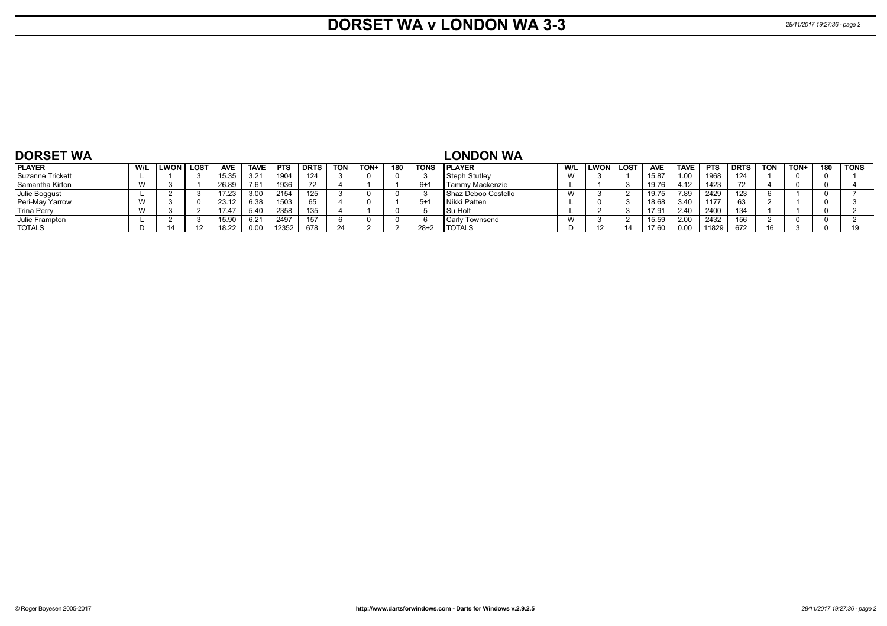# DORSET WA v LONDON WA 3-3

## DORSET WA

| PLAYER | W/L | LWON | LOST | AVE | TAVE | PTS | DRTS | TON | TON+ | 180 | TONS |
|---|---|---|---|---|---|---|---|---|---|---|---|
| Suzanne Trickett | L | 1 | 3 | 15.35 | 3.21 | 1904 | 124 | 3 | 0 | 0 | 3 |
| Samantha Kirton | W | 3 | 1 | 26.89 | 7.61 | 1936 | 72 | 4 | 1 | 1 | 6+1 |
| Julie Boggust | L | 2 | 3 | 17.23 | 3.00 | 2154 | 125 | 3 | 0 | 0 | 3 |
| Peri-May Yarrow | W | 3 | 0 | 23.12 | 6.38 | 1503 | 65 | 4 | 0 | 1 | 5+1 |
| Trina Perry | W | 3 | 2 | 17.47 | 5.40 | 2358 | 135 | 4 | 1 | 0 | 5 |
| Julie Frampton | L | 2 | 3 | 15.90 | 6.21 | 2497 | 157 | 6 | 0 | 0 | 6 |
| TOTALS | D | 14 | 12 | 18.22 | 0.00 | 12352 | 678 | 24 | 2 | 2 | 28+2 |

## LONDON WA

| PLAYER | W/L | LWON | LOST | AVE | TAVE | PTS | DRTS | TON | TON+ | 180 | TONS |
|---|---|---|---|---|---|---|---|---|---|---|---|
| Steph Stutley | W | 3 | 1 | 15.87 | 1.00 | 1968 | 124 | 1 | 0 | 0 | 1 |
| Tammy Mackenzie | L | 1 | 3 | 19.76 | 4.12 | 1423 | 72 | 4 | 0 | 0 | 4 |
| Shaz Deboo Costello | W | 3 | 2 | 19.75 | 7.89 | 2429 | 123 | 6 | 1 | 0 | 7 |
| Nikki Patten | L | 0 | 3 | 18.68 | 3.40 | 1177 | 63 | 2 | 1 | 0 | 3 |
| Su Holt | L | 2 | 3 | 17.91 | 2.40 | 2400 | 134 | 1 | 1 | 0 | 2 |
| Carly Townsend | W | 3 | 2 | 15.59 | 2.00 | 2432 | 156 | 2 | 0 | 0 | 2 |
| TOTALS | D | 12 | 14 | 17.60 | 0.00 | 11829 | 672 | 16 | 3 | 0 | 19 |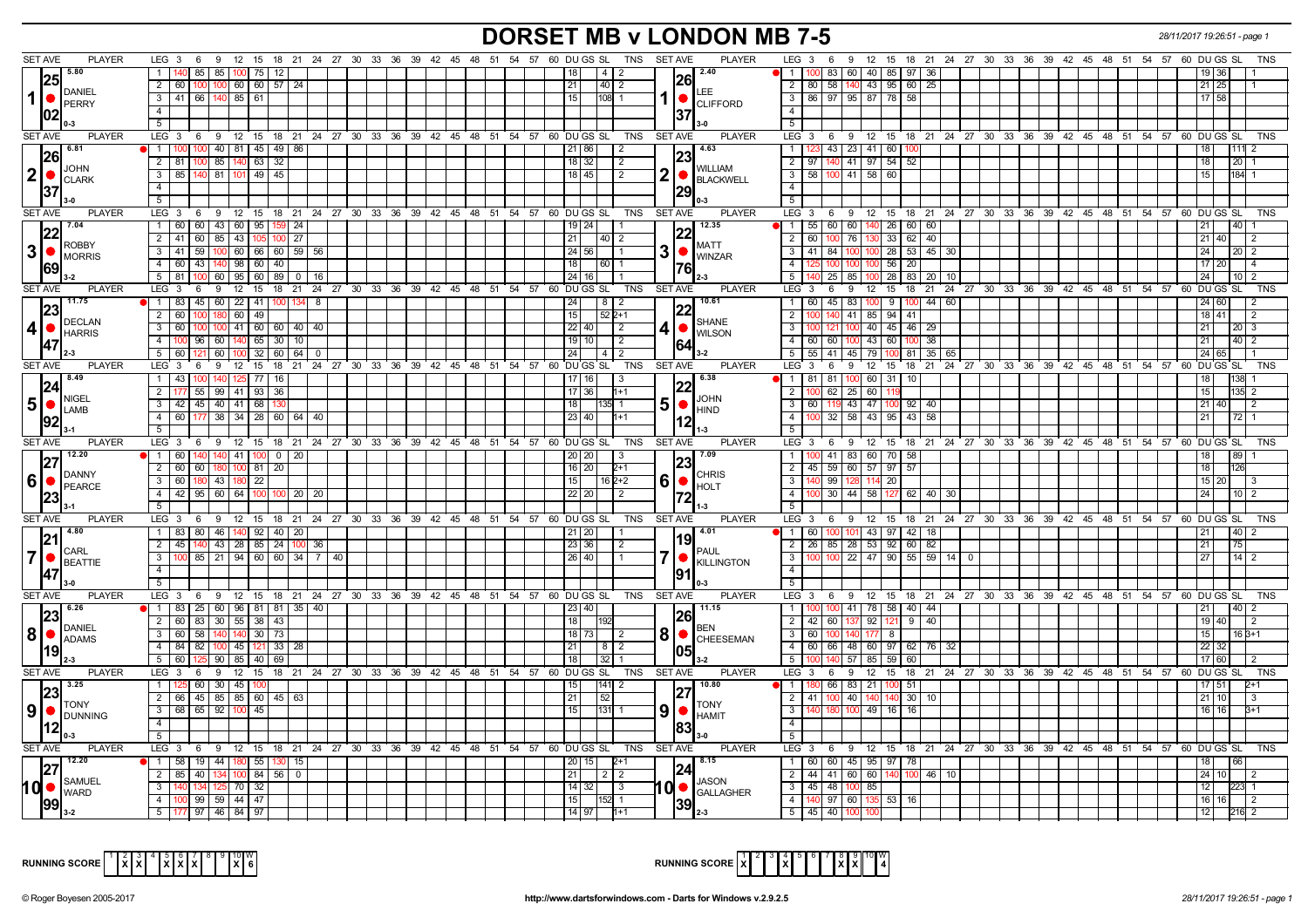# DORSET MB v LONDON MB 7-5

28/11/2017 19:26:51 - page 1

| SET AVE | PLAYER | LEG | Scores | DU | GS | SL | TNS | SET AVE | PLAYER | LEG | Scores | DU | GS | SL | TNS |
|---|---|---|---|---|---|---|---|---|---|---|---|---|---|---|---|
| 25.80 | 1 DANIEL PERRY 0-3 | 1 | 140 85 85 100 75 12 | 18 | | 4 | 2 | 26.37 2.40 | 1 LEE CLIFFORD 3-0 | 1 | 100 83 60 40 85 97 36 | 19 | 36 | | 1 |
| 02 | | 2 | 60 100 100 60 60 57 24 | 21 | | 40 | 2 | | | 2 | 80 58 140 43 95 60 25 | 21 | 25 | | 1 |
| | | 3 | 41 66 140 85 61 | 15 | | 108 | 1 | | | 3 | 86 97 95 87 78 58 | 17 | 58 | | |
| 26.81 | 2 JOHN CLARK 3-0 | 1 | 100 100 40 81 45 49 86 | 21 | 86 | | 2 | 23.29 4.63 | 2 WILLIAM BLACKWELL 0-3 | 1 | 123 43 23 41 60 100 | 18 | | 111 | 2 |
| 37 | | 2 | 81 100 85 140 63 32 | 18 | 32 | | 2 | | | 2 | 97 140 41 97 54 52 | 18 | | 20 | 1 |
| | | 3 | 85 140 81 101 49 45 | 18 | 45 | | 2 | | | 3 | 58 100 41 58 60 | 15 | | 184 | 1 |
| 22.69 7.04 | 3 ROBBY MORRIS 3-2 | 1 | 60 60 43 60 95 159 24 | 19 | 24 | | 1 | 22.76 12.35 | 3 MATT WINZAR 2-3 | 1 | 55 60 60 140 26 60 60 | 21 | | 40 | 1 |
| | | 2 | 41 60 85 43 105 100 27 | 21 | | 40 | 2 | | | 2 | 60 100 76 130 33 62 40 | 21 | 40 | | 2 |
| | | 3 | 41 59 100 60 66 60 59 56 | 24 | 56 | | 1 | | | 3 | 41 84 100 100 28 53 45 30 | 24 | | 20 | 2 |
| | | 4 | 60 43 140 98 60 40 | 18 | | 60 | 1 | | | 4 | 125 100 100 100 56 20 | 17 | 20 | | 4 |
| | | 5 | 81 100 60 95 60 89 0 16 | 24 | 16 | | 1 | | | 5 | 140 25 85 100 28 83 20 10 | 24 | | 10 | 2 |
| 23.47 11.75 | 4 DECLAN HARRIS 2-3 | 1 | 83 45 60 22 41 100 134 8 | 24 | | 8 | 2 | 22.64 10.61 | 4 SHANE WILSON 3-2 | 1 | 60 45 83 100 9 100 44 60 | 24 | 60 | | 2 |
| | | 2 | 60 100 180 60 49 | 15 | | 52 | 2+1 | | | 2 | 100 140 41 85 94 41 | 18 | 41 | | 2 |
| | | 3 | 60 100 100 41 60 60 40 40 | 22 | 40 | | 2 | | | 3 | 100 121 100 40 45 46 29 | 21 | | 20 | 3 |
| | | 4 | 100 96 60 140 65 30 10 | 19 | 10 | | 2 | | | 4 | 60 60 100 43 60 100 38 | 21 | | 40 | 2 |
| | | 5 | 60 121 60 100 32 60 64 0 | 24 | | 4 | 2 | | | 5 | 55 41 45 79 100 81 35 65 | 24 | 65 | | 1 |
| 24.92 8.49 | 5 NIGEL LAMB 3-1 | 1 | 43 100 140 125 77 16 | 17 | 16 | | 3 | 22.12 6.38 | 5 JOHN HIND 1-3 | 1 | 81 81 100 60 31 10 | 18 | | 138 | 1 |
| | | 2 | 177 55 99 41 93 36 | 17 | 36 | | 1+1 | | | 2 | 100 62 25 60 119 | 15 | | 135 | 2 |
| | | 3 | 42 45 40 41 68 130 | 18 | | 135 | 1 | | | 3 | 60 119 43 47 100 92 40 | 21 | 40 | | 2 |
| | | 4 | 60 177 38 34 28 60 64 40 | 23 | 40 | | 1+1 | | | 4 | 100 32 58 43 95 43 58 | 21 | | 72 | 1 |
| 27.23 12.20 | 6 DANNY PEARCE 3-1 | 1 | 60 140 140 41 100 0 20 | 20 | 20 | | 3 | 23.72 7.09 | 6 CHRIS HOLT 1-3 | 1 | 100 41 83 60 70 58 | 18 | | 89 | 1 |
| | | 2 | 60 60 180 100 81 20 | 16 | 20 | | 2+1 | | | 2 | 45 59 60 57 97 57 | 18 | | 126 | |
| | | 3 | 60 180 43 180 22 | 15 | | 16 | 2+2 | | | 3 | 140 99 128 114 20 | 15 | 20 | | 3 |
| | | 4 | 42 95 60 64 100 100 20 20 | 22 | 20 | | 2 | | | 4 | 100 30 44 58 127 62 40 30 | 24 | | 10 | 2 |
| 21.47 4.80 | 7 CARL BEATTIE 3-0 | 1 | 83 80 46 140 92 40 20 | 21 | 20 | | 1 | 19.91 4.01 | 7 PAUL KILLINGTON 0-3 | 1 | 60 100 101 43 97 42 18 | 21 | | 40 | 2 |
| | | 2 | 45 140 43 28 85 24 100 36 | 23 | 36 | | 2 | | | 2 | 26 85 28 53 92 60 82 | 21 | | 75 | |
| | | 3 | 100 85 21 94 60 60 34 7 40 | 26 | 40 | | 1 | | | 3 | 100 100 22 47 90 55 59 14 0 | 27 | | 14 | 2 |
| 23.19 6.26 | 8 DANIEL ADAMS 2-3 | 1 | 83 25 60 96 81 81 35 40 | 23 | 40 | | | 26.05 11.15 | 8 BEN CHEESEMAN 3-2 | 1 | 100 100 41 78 58 40 44 | 21 | | 40 | 2 |
| | | 2 | 60 83 30 55 38 43 | 18 | | 192 | | | | 2 | 42 60 137 92 121 9 40 | 19 | 40 | | 2 |
| | | 3 | 60 58 140 140 30 73 | 18 | 73 | | 2 | | | 3 | 60 100 140 177 8 | 15 | | 16 | 3+1 |
| | | 4 | 84 82 100 45 121 33 28 | 21 | | 8 | 2 | | | 4 | 60 66 48 60 97 62 76 32 | 22 | 32 | | |
| | | 5 | 60 125 90 85 40 69 | 18 | | 32 | 1 | | | 5 | 100 140 57 85 59 60 | 17 | 60 | | 2 |
| 23.12 3.25 | 9 TONY DUNNING 0-3 | 1 | 125 60 30 45 100 | 15 | | 141 | 2 | 27.83 10.80 | 9 TONY HAMIT 3-0 | 1 | 180 66 83 21 100 51 | 17 | 51 | | 2+1 |
| | | 2 | 66 45 85 85 60 45 63 | 21 | | 52 | | | | 2 | 41 100 40 140 140 30 10 | 21 | 10 | | 3 |
| | | 3 | 68 65 92 100 45 | 15 | | 131 | 1 | | | 3 | 140 180 100 49 16 16 | 16 | 16 | | 3+1 |
| 27.99 12.20 | 10 SAMUEL WARD 3-2 | 1 | 58 19 44 180 55 130 15 | 20 | 15 | | 2+1 | 24.39 8.15 | 10 JASON GALLAGHER 2-3 | 1 | 60 60 45 95 97 78 | 18 | | 66 | |
| | | 2 | 85 40 134 100 84 56 0 | 21 | | 2 | 2 | | | 2 | 44 41 60 60 140 100 46 10 | 24 | 10 | | 2 |
| | | 3 | 140 134 125 70 32 | 14 | 32 | | 3 | | | 3 | 45 48 100 85 | 12 | | 223 | 1 |
| | | 4 | 100 99 59 44 47 | 15 | | 152 | 1 | | | 4 | 140 97 60 135 53 16 | 16 | 16 | | 2 |
| | | 5 | 177 97 46 84 97 | 14 | 97 | | 1+1 | | | 5 | 45 40 100 100 | 12 | | 216 | 2 |

RUNNING SCORE (Dorset): 1 2 X 3 X 4 5 X 6 X 7 X 8 9 10 X W 6

RUNNING SCORE (London): 1 X 2 3 X 4 5 6 7 8 X 9 X 10 W 4

© Roger Boyesen 2005-2017 http://www.dartsforwindows.com - Darts for Windows v.2.9.2.5 28/11/2017 19:26:51 - page 1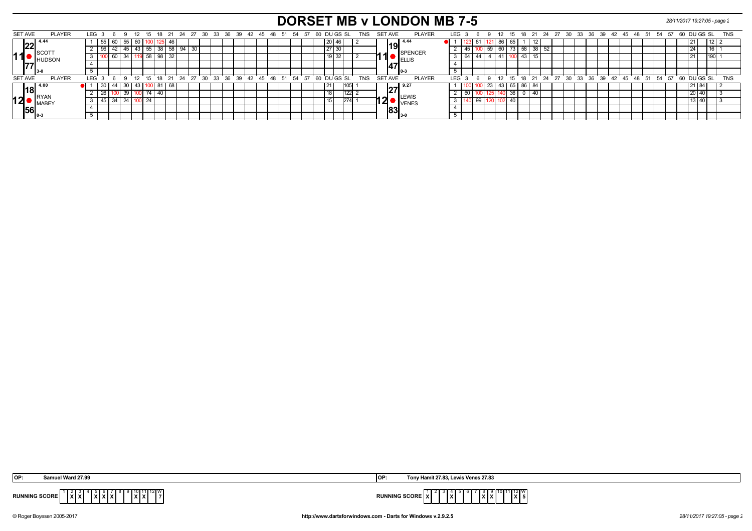# DORSET MB v LONDON MB 7-5

*28/11/2017 19:27:05 - page 2*

| SET AVE | PLAYER | LEG | 3 | 6 | 9 | 12 | 15 | 18 | 21 | 24 | 27 | 30 | DU | GS | SL | TNS | SET AVE | PLAYER | LEG | 3 | 6 | 9 | 12 | 15 | 18 | 21 | 24 | DU | GS | SL | TNS |
|---|---|---|---|---|---|---|---|---|---|---|---|---|---|---|---|---|---|---|---|---|---|---|---|---|---|---|---|---|---|---|---|
| 11 ● 22.77 | SCOTT HUDSON 4.44 3-0 | 1 | 55 | 60 | 55 | 60 | 100 | 125 | 46 | | | | 20 | 46 | | 2 | 11 ● 19.47 | SPENCER ELLIS 4.44 0-3 | 1 | 123 | 81 | 121 | 86 | 65 | 1 | 12 | | 21 | | 12 | 2 |
| | | 2 | 96 | 42 | 45 | 43 | 55 | 38 | 58 | 94 | 30 | | 27 | 30 | | | | | 2 | 45 | 100 | 59 | 60 | 73 | 58 | 38 | 52 | 24 | | 16 | 1 |
| | | 3 | 100 | 60 | 34 | 119 | 58 | 98 | 32 | | | | 19 | 32 | | 2 | | | 3 | 64 | 44 | 4 | 41 | 100 | 43 | 15 | | 21 | | 190 | 1 |
| | | 4 | | | | | | | | | | | | | | | | | 4 | | | | | | | | | | | | |
| | | 5 | | | | | | | | | | | | | | | | | 5 | | | | | | | | | | | | |
| 12 ● 18.56 | RYAN MABEY 4.00 0-3 | 1 | 30 | 44 | 30 | 43 | 100 | 81 | 68 | | | | 21 | | 105 | 1 | 12 ● 27.83 | LEWIS VENES 9.27 3-0 | 1 | 100 | 100 | 23 | 43 | 65 | 86 | 84 | | 21 | 84 | | 2 |
| | | 2 | 26 | 100 | 39 | 100 | 74 | 40 | | | | | 18 | | 122 | 2 | | | 2 | 60 | 100 | 125 | 140 | 36 | 0 | 40 | | 20 | 40 | | 3 |
| | | 3 | 45 | 34 | 24 | 100 | 24 | | | | | | 15 | | 274 | 1 | | | 3 | 140 | 99 | 120 | 102 | 40 | | | | 13 | 40 | | 3 |
| | | 4 | | | | | | | | | | | | | | | | | 4 | | | | | | | | | | | | |
| | | 5 | | | | | | | | | | | | | | | | | 5 | | | | | | | | | | | | |

**OP:** Samuel Ward 27.99

**OP:** Tony Hamit 27.83, Lewis Venes 27.83

**RUNNING SCORE** (Dorset): | 1 | 2 | 3 | 4 | 5 | 6 | 7 | 8 | 9 | 10 | 11 | 12 | W |
|---|---|---|---|---|---|---|---|---|---|---|---|---|
| | X | X | | X | X | X | | | X | X | | 7 |

**RUNNING SCORE** (London): | 1 | 2 | 3 | 4 | 5 | 6 | 7 | 8 | 9 | 10 | 11 | 12 | W |
|---|---|---|---|---|---|---|---|---|---|---|---|---|
| X | | | X | | | | X | X | | | X | 5 |

© Roger Boyesen 2005-2017 — http://www.dartsforwindows.com - Darts for Windows v.2.9.2.5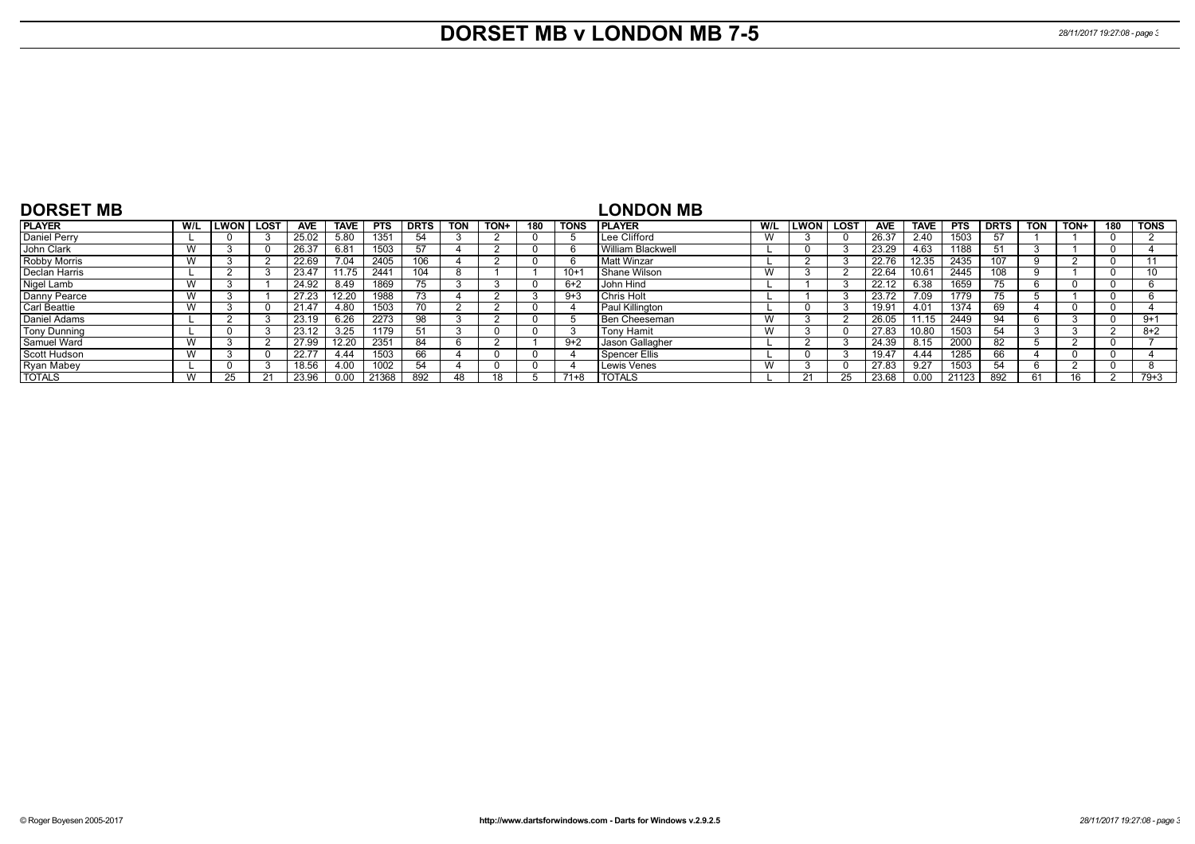# DORSET MB v LONDON MB 7-5

## DORSET MB

| PLAYER | W/L | LWON | LOST | AVE | TAVE | PTS | DRTS | TON | TON+ | 180 | TONS |
|---|---|---|---|---|---|---|---|---|---|---|---|
| Daniel Perry | L | 0 | 3 | 25.02 | 5.80 | 1351 | 54 | 3 | 2 | 0 | 5 |
| John Clark | W | 3 | 0 | 26.37 | 6.81 | 1503 | 57 | 4 | 2 | 0 | 6 |
| Robby Morris | W | 3 | 2 | 22.69 | 7.04 | 2405 | 106 | 4 | 2 | 0 | 6 |
| Declan Harris | L | 2 | 3 | 23.47 | 11.75 | 2441 | 104 | 8 | 1 | 1 | 10+1 |
| Nigel Lamb | W | 3 | 1 | 24.92 | 8.49 | 1869 | 75 | 3 | 3 | 0 | 6+2 |
| Danny Pearce | W | 3 | 1 | 27.23 | 12.20 | 1988 | 73 | 4 | 2 | 3 | 9+3 |
| Carl Beattie | W | 3 | 0 | 21.47 | 4.80 | 1503 | 70 | 2 | 2 | 0 | 4 |
| Daniel Adams | L | 2 | 3 | 23.19 | 6.26 | 2273 | 98 | 3 | 2 | 0 | 5 |
| Tony Dunning | L | 0 | 3 | 23.12 | 3.25 | 1179 | 51 | 3 | 0 | 0 | 3 |
| Samuel Ward | W | 3 | 2 | 27.99 | 12.20 | 2351 | 84 | 6 | 2 | 1 | 9+2 |
| Scott Hudson | W | 3 | 0 | 22.77 | 4.44 | 1503 | 66 | 4 | 0 | 0 | 4 |
| Ryan Mabey | L | 0 | 3 | 18.56 | 4.00 | 1002 | 54 | 4 | 0 | 0 | 4 |
| TOTALS | W | 25 | 21 | 23.96 | 0.00 | 21368 | 892 | 48 | 18 | 5 | 71+8 |

## LONDON MB

| PLAYER | W/L | LWON | LOST | AVE | TAVE | PTS | DRTS | TON | TON+ | 180 | TONS |
|---|---|---|---|---|---|---|---|---|---|---|---|
| Lee Clifford | W | 3 | 0 | 26.37 | 2.40 | 1503 | 57 | 1 | 1 | 0 | 2 |
| William Blackwell | L | 0 | 3 | 23.29 | 4.63 | 1188 | 51 | 3 | 1 | 0 | 4 |
| Matt Winzar | L | 2 | 3 | 22.76 | 12.35 | 2435 | 107 | 9 | 2 | 0 | 11 |
| Shane Wilson | W | 3 | 2 | 22.64 | 10.61 | 2445 | 108 | 9 | 1 | 0 | 10 |
| John Hind | L | 1 | 3 | 22.12 | 6.38 | 1659 | 75 | 6 | 0 | 0 | 6 |
| Chris Holt | L | 1 | 3 | 23.72 | 7.09 | 1779 | 75 | 5 | 1 | 0 | 6 |
| Paul Killington | L | 0 | 3 | 19.91 | 4.01 | 1374 | 69 | 4 | 0 | 0 | 4 |
| Ben Cheeseman | W | 3 | 2 | 26.05 | 11.15 | 2449 | 94 | 6 | 3 | 0 | 9+1 |
| Tony Hamit | W | 3 | 0 | 27.83 | 10.80 | 1503 | 54 | 3 | 3 | 2 | 8+2 |
| Jason Gallagher | L | 2 | 3 | 24.39 | 8.15 | 2000 | 82 | 5 | 2 | 0 | 7 |
| Spencer Ellis | L | 0 | 3 | 19.47 | 4.44 | 1285 | 66 | 4 | 0 | 0 | 4 |
| Lewis Venes | W | 3 | 0 | 27.83 | 9.27 | 1503 | 54 | 6 | 2 | 0 | 8 |
| TOTALS | L | 21 | 25 | 23.68 | 0.00 | 21123 | 892 | 61 | 16 | 2 | 79+3 |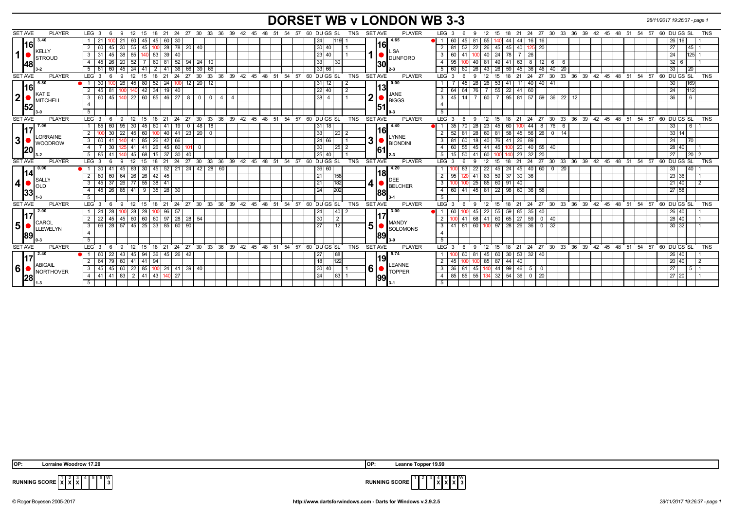# DORSET WB v LONDON WB 3-3

28/11/2017 19:26:37 - page 1

| SET AVE | PLAYER | LEG | 3 | 6 | 9 | 12 | 15 | 18 | 21 | 24 | 27 | 30 | 33 | 36 | DU | GS | SL | TNS | SET AVE | PLAYER | LEG | 3 | 6 | 9 | 12 | 15 | 18 | 21 | 24 | 27 | 30 | 33 | 36 | DU | GS | SL | TNS |
|---|---|---|---|---|---|---|---|---|---|---|---|---|---|---|---|---|---|---|---|---|---|---|---|---|---|---|---|---|---|---|---|---|---|---|---|---|---|
| 3.40 / 16.48 | 1 KELLY STROUD 3-2 | 1 | 21 | 100 | 21 | 60 | 45 | 45 | 60 | 30 | | | | | 24 | | 119 | 1 | 4.65 / 16.30 | 1 LISA DUNFORD 2-3 | 1 | 60 | 45 | 81 | 55 | 140 | 44 | 44 | 16 | 16 | | | | 26 | 16 | | 1 |
| | | 2 | 60 | 45 | 30 | 55 | 45 | 100 | 28 | 78 | 20 | 40 | | | 30 | 40 | | 1 | | | 2 | 81 | 52 | 22 | 26 | 45 | 45 | 40 | 125 | 20 | | | | 27 | | 45 | 1 |
| | | 3 | 31 | 45 | 38 | 85 | 140 | 83 | 39 | 40 | | | | | 23 | 40 | | 1 | | | 3 | 60 | 41 | 100 | 40 | 24 | 78 | 7 | 26 | | | | | 24 | | 125 | 1 |
| | | 4 | 45 | 26 | 20 | 52 | 7 | 60 | 81 | 52 | 94 | 24 | 10 | | 33 | | 30 | | | | 4 | 95 | 100 | 40 | 81 | 49 | 41 | 63 | 8 | 12 | 6 | 6 | | 32 | 6 | | 1 |
| | | 5 | 81 | 60 | 45 | 24 | 41 | 2 | 41 | 36 | 66 | 39 | 66 | | 33 | 66 | | | | | 5 | 60 | 80 | 26 | 43 | 26 | 59 | 45 | 36 | 46 | 40 | 20 | | 33 | | 20 | |
| 5.80 / 16.52 | 2 KATIE MITCHELL 3-0 | 1 | 30 | 100 | 26 | 45 | 80 | 52 | 24 | 100 | 12 | 20 | 12 | | 31 | 12 | | 2 | 0.00 / 13.51 | 2 JANE BIGGS 0-3 | 1 | 7 | 45 | 28 | 26 | 53 | 41 | 11 | 40 | 40 | 41 | | | 30 | | 169 | |
| | | 2 | 45 | 81 | 100 | 140 | 42 | 34 | 19 | 40 | | | | | 22 | 40 | | 2 | | | 2 | 64 | 64 | 76 | 7 | 55 | 22 | 41 | 60 | | | | | 24 | | 112 | |
| | | 3 | 60 | 45 | 140 | 22 | 60 | 85 | 46 | 27 | 8 | 0 | 0 | 4 4 | 38 | 4 | | 1 | | | 3 | 45 | 14 | 7 | 60 | 7 | 95 | 81 | 57 | 59 | 36 | 22 | 12 | 36 | | 6 | |
| 7.06 / 17.20 | 3 LORRAINE WOODROW 3-2 | 1 | 85 | 60 | 95 | 30 | 45 | 60 | 41 | 19 | 0 | 48 | 18 | | 31 | 18 | | 2 | 4.40 / 16.61 | 3 LYNNE BIONDINI 2-3 | 1 | 35 | 70 | 28 | 23 | 45 | 60 | 100 | 44 | 8 | 76 | 6 | | 33 | | 6 | 1 |
| | | 2 | 100 | 30 | 22 | 45 | 60 | 100 | 40 | 41 | 23 | 20 | 0 | | 33 | | 20 | 2 | | | 2 | 52 | 81 | 28 | 60 | 81 | 58 | 45 | 56 | 26 | 0 | 14 | | 33 | 14 | | |
| | | 3 | 60 | 41 | 140 | 41 | 85 | 26 | 42 | 66 | | | | | 24 | 66 | | 1 | | | 3 | 81 | 60 | 18 | 40 | 76 | 41 | 26 | 89 | | | | | 24 | | 70 | |
| | | 4 | 7 | 30 | 125 | 41 | 41 | 26 | 45 | 60 | 101 | 0 | | | 30 | | 25 | 2 | | | 4 | 60 | 55 | 45 | 41 | 45 | 100 | 20 | 40 | 55 | 40 | | | 28 | 40 | | 1 |
| | | 5 | 85 | 41 | 140 | 45 | 68 | 15 | 37 | 30 | 40 | | | | 25 | 40 | | 1 | | | 5 | 15 | 50 | 41 | 60 | 100 | 140 | 23 | 32 | 20 | | | | 27 | | 20 | 2 |
| 0.00 / 14.33 | 4 SALLY OLD 1-3 | 1 | 30 | 41 | 45 | 83 | 30 | 45 | 52 | 21 | 24 | 42 | 28 | 60 | 36 | 60 | | | 4.20 / 18.88 | 4 DEE BELCHER 3-1 | 1 | 100 | 83 | 22 | 22 | 45 | 24 | 45 | 40 | 60 | 0 | 20 | | 33 | | 40 | 1 |
| | | 2 | 80 | 60 | 64 | 26 | 26 | 42 | 45 | | | | | | 21 | | 158 | | | | 2 | 95 | 120 | 41 | 83 | 59 | 37 | 30 | 36 | | | | | 23 | 36 | | 1 |
| | | 3 | 45 | 37 | 26 | 77 | 55 | 38 | 41 | | | | | | 21 | | 182 | | | | 3 | 100 | 100 | 25 | 85 | 60 | 91 | 40 | | | | | | 21 | 40 | | 2 |
| | | 4 | 45 | 26 | 85 | 41 | 9 | 35 | 28 | 30 | | | | | 24 | | 202 | | | | 4 | 60 | 41 | 45 | 81 | 22 | 98 | 60 | 36 | 58 | | | | 27 | 58 | | |
| 2.00 / 17.89 | 5 CAROL LLEWELYN 0-3 | 1 | 24 | 28 | 100 | 28 | 28 | 100 | 96 | 57 | | | | | 24 | | 40 | 2 | 3.00 / 17.89 | 5 MANDY SOLOMONS 3-0 | 1 | 60 | 100 | 45 | 22 | 55 | 59 | 85 | 35 | 40 | | | | 26 | 40 | | 1 |
| | | 2 | 22 | 45 | 45 | 60 | 60 | 60 | 97 | 28 | 28 | 54 | | | 30 | | 2 | | | | 2 | 100 | 41 | 68 | 41 | 60 | 65 | 27 | 59 | 0 | 40 | | | 28 | 40 | | 1 |
| | | 3 | 66 | 28 | 57 | 45 | 25 | 33 | 85 | 60 | 90 | | | | 27 | | 12 | | | | 3 | 41 | 81 | 60 | 100 | 97 | 28 | 26 | 36 | 0 | 32 | | | 30 | 32 | | 1 |
| 2.40 / 17.28 | 6 ABIGAIL NORTHOVER 1-3 | 1 | 60 | 22 | 43 | 45 | 94 | 36 | 45 | 26 | 42 | | | | 27 | | 88 | | 5.74 / 19.99 | 6 LEANNE TOPPER 3-1 | 1 | 100 | 60 | 81 | 45 | 60 | 30 | 53 | 32 | 40 | | | | 26 | 40 | | 1 |
| | | 2 | 64 | 79 | 60 | 41 | 41 | 94 | | | | | | | 18 | | 122 | | | | 2 | 45 | 100 | 100 | 85 | 87 | 44 | 40 | | | | | | 20 | 40 | | 2 |
| | | 3 | 45 | 45 | 60 | 22 | 85 | 100 | 24 | 41 | 39 | 40 | | | 30 | 40 | | 1 | | | 3 | 36 | 81 | 45 | 140 | 44 | 99 | 46 | 5 | 0 | | | | 27 | | 5 | 1 |
| | | 4 | 41 | 41 | 83 | 2 | 41 | 43 | 140 | 27 | | | | | 24 | | 83 | 1 | | | 4 | 85 | 85 | 55 | 134 | 32 | 54 | 36 | 0 | 20 | | | | 27 | 20 | | 1 |

OP: Lorraine Woodrow 17.20 | OP: Leanne Topper 19.99

| RUNNING SCORE | 1 | 2 | 3 | 4 | 5 | 6 | W |
|---|---|---|---|---|---|---|---|
| Dorset WB | X | X | X | | | | 3 |
| London WB | | | | X | X | X | 3 |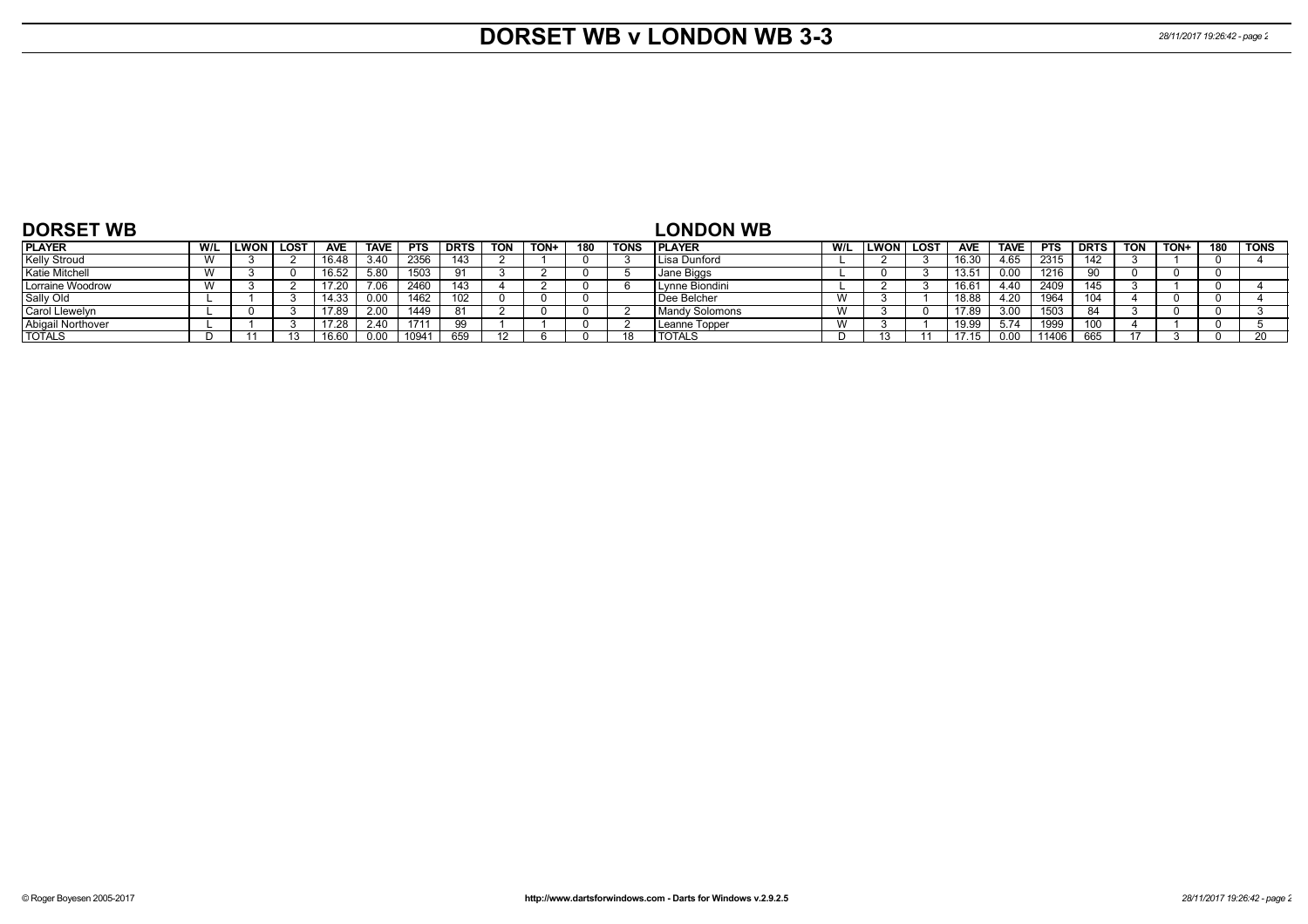# DORSET WB v LONDON WB 3-3

## DORSET WB

| PLAYER | W/L | LWON | LOST | AVE | TAVE | PTS | DRTS | TON | TON+ | 180 | TONS |
|---|---|---|---|---|---|---|---|---|---|---|---|
| Kelly Stroud | W | 3 | 2 | 16.48 | 3.40 | 2356 | 143 | 2 | 1 | 0 | 3 |
| Katie Mitchell | W | 3 | 0 | 16.52 | 5.80 | 1503 | 91 | 3 | 2 | 0 | 5 |
| Lorraine Woodrow | W | 3 | 2 | 17.20 | 7.06 | 2460 | 143 | 4 | 2 | 0 | 6 |
| Sally Old | L | 1 | 3 | 14.33 | 0.00 | 1462 | 102 | 0 | 0 | 0 | |
| Carol Llewelyn | L | 0 | 3 | 17.89 | 2.00 | 1449 | 81 | 2 | 0 | 0 | 2 |
| Abigail Northover | L | 1 | 3 | 17.28 | 2.40 | 1711 | 99 | 1 | 1 | 0 | 2 |
| TOTALS | D | 11 | 13 | 16.60 | 0.00 | 10941 | 659 | 12 | 6 | 0 | 18 |

## LONDON WB

| PLAYER | W/L | LWON | LOST | AVE | TAVE | PTS | DRTS | TON | TON+ | 180 | TONS |
|---|---|---|---|---|---|---|---|---|---|---|---|
| Lisa Dunford | L | 2 | 3 | 16.30 | 4.65 | 2315 | 142 | 3 | 1 | 0 | 4 |
| Jane Biggs | L | 0 | 3 | 13.51 | 0.00 | 1216 | 90 | 0 | 0 | 0 | |
| Lynne Biondini | L | 2 | 3 | 16.61 | 4.40 | 2409 | 145 | 3 | 1 | 0 | 4 |
| Dee Belcher | W | 3 | 1 | 18.88 | 4.20 | 1964 | 104 | 4 | 0 | 0 | 4 |
| Mandy Solomons | W | 3 | 0 | 17.89 | 3.00 | 1503 | 84 | 3 | 0 | 0 | 3 |
| Leanne Topper | W | 3 | 1 | 19.99 | 5.74 | 1999 | 100 | 4 | 1 | 0 | 5 |
| TOTALS | D | 13 | 11 | 17.15 | 0.00 | 11406 | 665 | 17 | 3 | 0 | 20 |